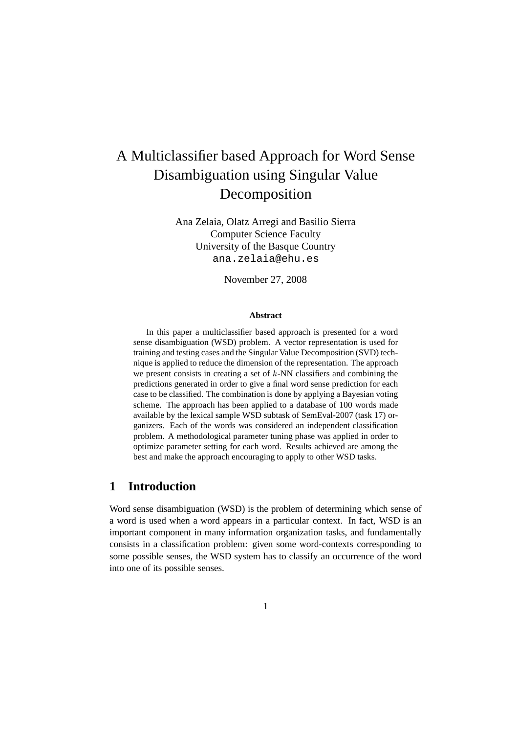# A Multiclassifier based Approach for Word Sense Disambiguation using Singular Value Decomposition

Ana Zelaia, Olatz Arregi and Basilio Sierra
Computer Science Faculty
University of the Basque Country
ana.zelaia@ehu.es

November 27, 2008

**Abstract**

In this paper a multiclassifier based approach is presented for a word sense disambiguation (WSD) problem. A vector representation is used for training and testing cases and the Singular Value Decomposition (SVD) technique is applied to reduce the dimension of the representation. The approach we present consists in creating a set of $k$-NN classifiers and combining the predictions generated in order to give a final word sense prediction for each case to be classified. The combination is done by applying a Bayesian voting scheme. The approach has been applied to a database of 100 words made available by the lexical sample WSD subtask of SemEval-2007 (task 17) organizers. Each of the words was considered an independent classification problem. A methodological parameter tuning phase was applied in order to optimize parameter setting for each word. Results achieved are among the best and make the approach encouraging to apply to other WSD tasks.

## 1 Introduction

Word sense disambiguation (WSD) is the problem of determining which sense of a word is used when a word appears in a particular context. In fact, WSD is an important component in many information organization tasks, and fundamentally consists in a classification problem: given some word-contexts corresponding to some possible senses, the WSD system has to classify an occurrence of the word into one of its possible senses.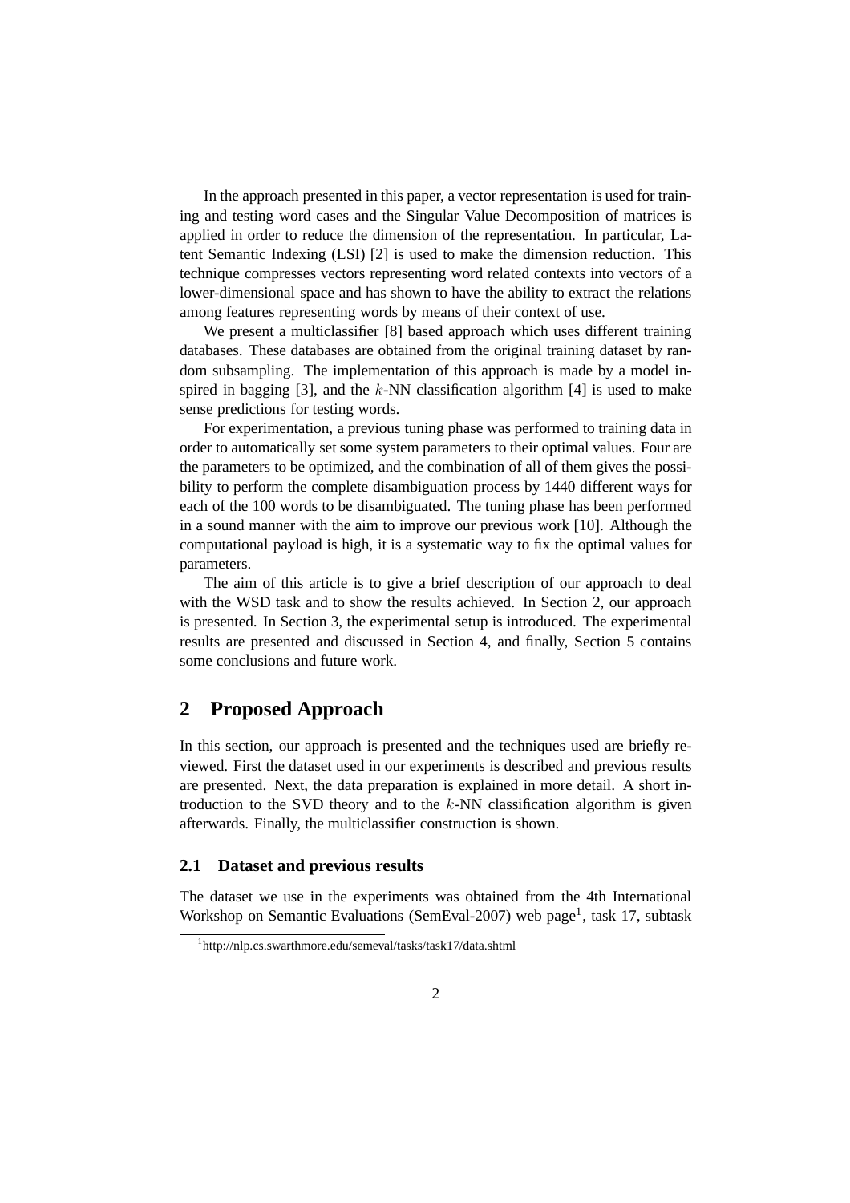In the approach presented in this paper, a vector representation is used for training and testing word cases and the Singular Value Decomposition of matrices is applied in order to reduce the dimension of the representation. In particular, Latent Semantic Indexing (LSI) [2] is used to make the dimension reduction. This technique compresses vectors representing word related contexts into vectors of a lower-dimensional space and has shown to have the ability to extract the relations among features representing words by means of their context of use.

We present a multiclassifier [8] based approach which uses different training databases. These databases are obtained from the original training dataset by random subsampling. The implementation of this approach is made by a model inspired in bagging [3], and the $k$-NN classification algorithm [4] is used to make sense predictions for testing words.

For experimentation, a previous tuning phase was performed to training data in order to automatically set some system parameters to their optimal values. Four are the parameters to be optimized, and the combination of all of them gives the possibility to perform the complete disambiguation process by 1440 different ways for each of the 100 words to be disambiguated. The tuning phase has been performed in a sound manner with the aim to improve our previous work [10]. Although the computational payload is high, it is a systematic way to fix the optimal values for parameters.

The aim of this article is to give a brief description of our approach to deal with the WSD task and to show the results achieved. In Section 2, our approach is presented. In Section 3, the experimental setup is introduced. The experimental results are presented and discussed in Section 4, and finally, Section 5 contains some conclusions and future work.

## 2 Proposed Approach

In this section, our approach is presented and the techniques used are briefly reviewed. First the dataset used in our experiments is described and previous results are presented. Next, the data preparation is explained in more detail. A short introduction to the SVD theory and to the $k$-NN classification algorithm is given afterwards. Finally, the multiclassifier construction is shown.

### 2.1 Dataset and previous results

The dataset we use in the experiments was obtained from the 4th International Workshop on Semantic Evaluations (SemEval-2007) web page[1], task 17, subtask

[1] http://nlp.cs.swarthmore.edu/semeval/tasks/task17/data.shtml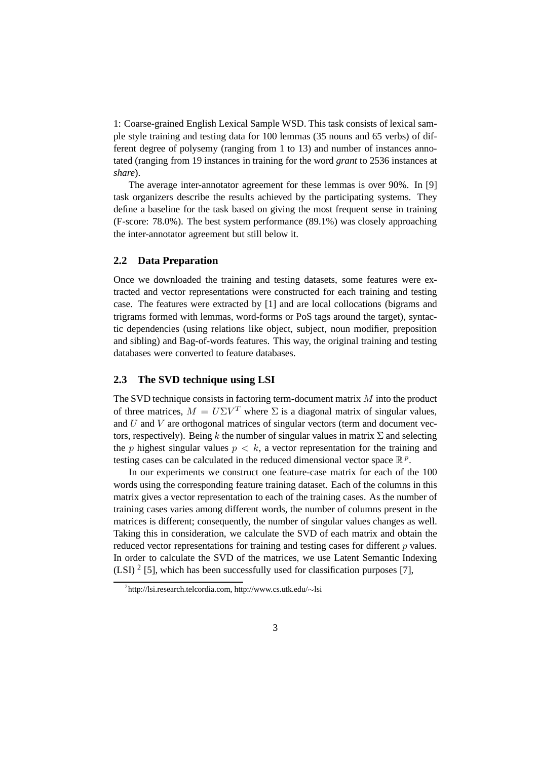1: Coarse-grained English Lexical Sample WSD. This task consists of lexical sample style training and testing data for 100 lemmas (35 nouns and 65 verbs) of different degree of polysemy (ranging from 1 to 13) and number of instances annotated (ranging from 19 instances in training for the word *grant* to 2536 instances at *share*).

The average inter-annotator agreement for these lemmas is over 90%. In [9] task organizers describe the results achieved by the participating systems. They define a baseline for the task based on giving the most frequent sense in training (F-score: 78.0%). The best system performance (89.1%) was closely approaching the inter-annotator agreement but still below it.

### 2.2 Data Preparation

Once we downloaded the training and testing datasets, some features were extracted and vector representations were constructed for each training and testing case. The features were extracted by [1] and are local collocations (bigrams and trigrams formed with lemmas, word-forms or PoS tags around the target), syntactic dependencies (using relations like object, subject, noun modifier, preposition and sibling) and Bag-of-words features. This way, the original training and testing databases were converted to feature databases.

### 2.3 The SVD technique using LSI

The SVD technique consists in factoring term-document matrix $M$ into the product of three matrices, $M = U\Sigma V^T$ where $\Sigma$ is a diagonal matrix of singular values, and $U$ and $V$ are orthogonal matrices of singular vectors (term and document vectors, respectively). Being $k$ the number of singular values in matrix $\Sigma$ and selecting the $p$ highest singular values $p < k$, a vector representation for the training and testing cases can be calculated in the reduced dimensional vector space $\mathbb{R}^p$.

In our experiments we construct one feature-case matrix for each of the 100 words using the corresponding feature training dataset. Each of the columns in this matrix gives a vector representation to each of the training cases. As the number of training cases varies among different words, the number of columns present in the matrices is different; consequently, the number of singular values changes as well. Taking this in consideration, we calculate the SVD of each matrix and obtain the reduced vector representations for training and testing cases for different $p$ values. In order to calculate the SVD of the matrices, we use Latent Semantic Indexing (LSI) [2] [5], which has been successfully used for classification purposes [7],

[2] http://lsi.research.telcordia.com, http://www.cs.utk.edu/∼lsi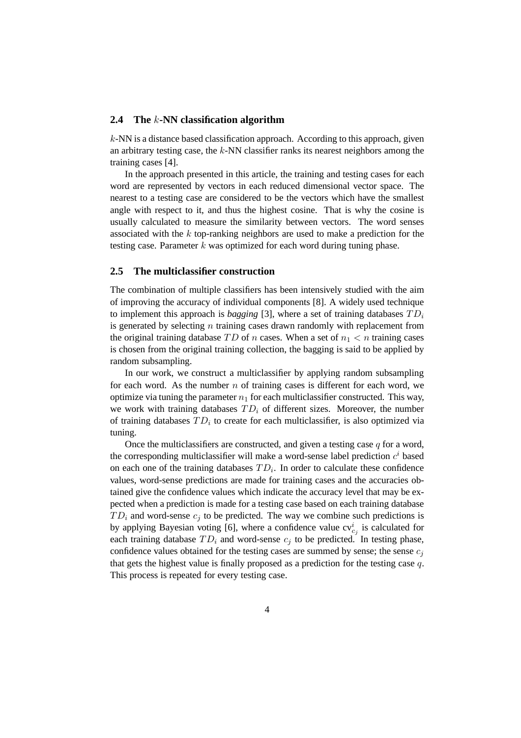### 2.4 The $k$-NN classification algorithm

$k$-NN is a distance based classification approach. According to this approach, given an arbitrary testing case, the $k$-NN classifier ranks its nearest neighbors among the training cases [4].

In the approach presented in this article, the training and testing cases for each word are represented by vectors in each reduced dimensional vector space. The nearest to a testing case are considered to be the vectors which have the smallest angle with respect to it, and thus the highest cosine. That is why the cosine is usually calculated to measure the similarity between vectors. The word senses associated with the $k$ top-ranking neighbors are used to make a prediction for the testing case. Parameter $k$ was optimized for each word during tuning phase.

### 2.5 The multiclassifier construction

The combination of multiple classifiers has been intensively studied with the aim of improving the accuracy of individual components [8]. A widely used technique to implement this approach is *bagging* [3], where a set of training databases $TD_i$ is generated by selecting $n$ training cases drawn randomly with replacement from the original training database $TD$ of $n$ cases. When a set of $n_1 < n$ training cases is chosen from the original training collection, the bagging is said to be applied by random subsampling.

In our work, we construct a multiclassifier by applying random subsampling for each word. As the number $n$ of training cases is different for each word, we optimize via tuning the parameter $n_1$ for each multiclassifier constructed. This way, we work with training databases $TD_i$ of different sizes. Moreover, the number of training databases $TD_i$ to create for each multiclassifier, is also optimized via tuning.

Once the multiclassifiers are constructed, and given a testing case $q$ for a word, the corresponding multiclassifier will make a word-sense label prediction $c^i$ based on each one of the training databases $TD_i$. In order to calculate these confidence values, word-sense predictions are made for training cases and the accuracies obtained give the confidence values which indicate the accuracy level that may be expected when a prediction is made for a testing case based on each training database $TD_i$ and word-sense $c_j$ to be predicted. The way we combine such predictions is by applying Bayesian voting [6], where a confidence value $\mathrm{cv}^i_{c_j}$ is calculated for each training database $TD_i$ and word-sense $c_j$ to be predicted. In testing phase, confidence values obtained for the testing cases are summed by sense; the sense $c_j$ that gets the highest value is finally proposed as a prediction for the testing case $q$. This process is repeated for every testing case.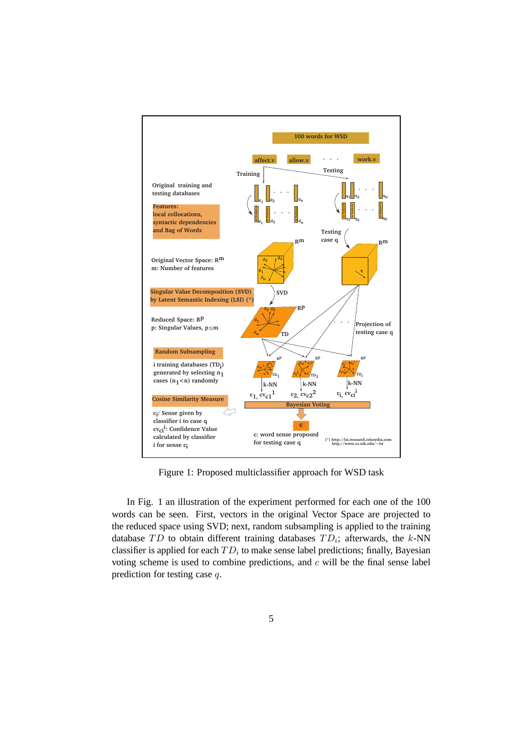Figure 1: Proposed multiclassifier approach for WSD task

In Fig. 1 an illustration of the experiment performed for each one of the 100 words can be seen. First, vectors in the original Vector Space are projected to the reduced space using SVD; next, random subsampling is applied to the training database $TD$ to obtain different training databases $TD_i$; afterwards, the $k$-NN classifier is applied for each $TD_i$ to make sense label predictions; finally, Bayesian voting scheme is used to combine predictions, and $c$ will be the final sense label prediction for testing case $q$.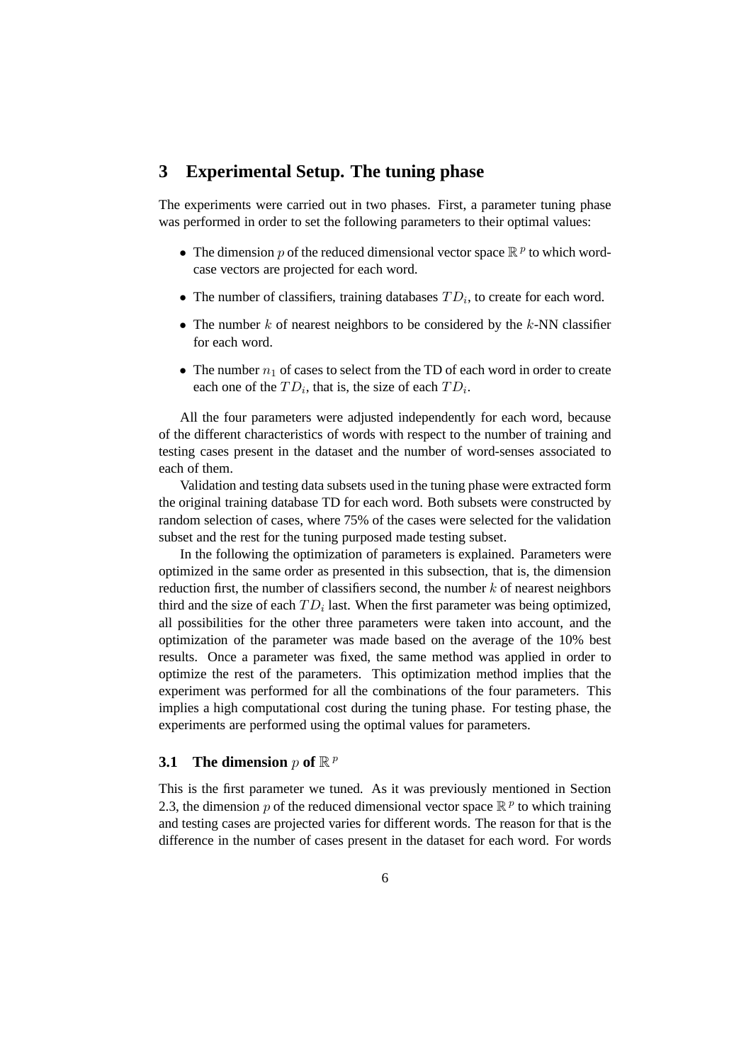# 3 Experimental Setup. The tuning phase

The experiments were carried out in two phases. First, a parameter tuning phase was performed in order to set the following parameters to their optimal values:

- The dimension $p$ of the reduced dimensional vector space $\mathbb{R}^p$ to which word-case vectors are projected for each word.
- The number of classifiers, training databases $TD_i$, to create for each word.
- The number $k$ of nearest neighbors to be considered by the $k$-NN classifier for each word.
- The number $n_1$ of cases to select from the TD of each word in order to create each one of the $TD_i$, that is, the size of each $TD_i$.

All the four parameters were adjusted independently for each word, because of the different characteristics of words with respect to the number of training and testing cases present in the dataset and the number of word-senses associated to each of them.

Validation and testing data subsets used in the tuning phase were extracted form the original training database TD for each word. Both subsets were constructed by random selection of cases, where 75% of the cases were selected for the validation subset and the rest for the tuning purposed made testing subset.

In the following the optimization of parameters is explained. Parameters were optimized in the same order as presented in this subsection, that is, the dimension reduction first, the number of classifiers second, the number $k$ of nearest neighbors third and the size of each $TD_i$ last. When the first parameter was being optimized, all possibilities for the other three parameters were taken into account, and the optimization of the parameter was made based on the average of the 10% best results. Once a parameter was fixed, the same method was applied in order to optimize the rest of the parameters. This optimization method implies that the experiment was performed for all the combinations of the four parameters. This implies a high computational cost during the tuning phase. For testing phase, the experiments are performed using the optimal values for parameters.

## 3.1 The dimension $p$ of $\mathbb{R}^p$

This is the first parameter we tuned. As it was previously mentioned in Section 2.3, the dimension $p$ of the reduced dimensional vector space $\mathbb{R}^p$ to which training and testing cases are projected varies for different words. The reason for that is the difference in the number of cases present in the dataset for each word. For words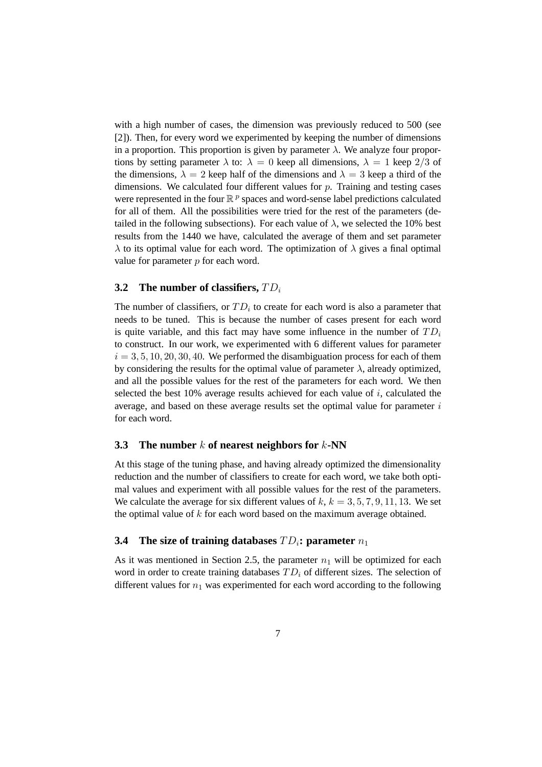with a high number of cases, the dimension was previously reduced to 500 (see [2]). Then, for every word we experimented by keeping the number of dimensions in a proportion. This proportion is given by parameter $\lambda$. We analyze four proportions by setting parameter $\lambda$ to: $\lambda = 0$ keep all dimensions, $\lambda = 1$ keep $2/3$ of the dimensions, $\lambda = 2$ keep half of the dimensions and $\lambda = 3$ keep a third of the dimensions. We calculated four different values for $p$. Training and testing cases were represented in the four $\mathbb{R}^p$ spaces and word-sense label predictions calculated for all of them. All the possibilities were tried for the rest of the parameters (detailed in the following subsections). For each value of $\lambda$, we selected the 10% best results from the 1440 we have, calculated the average of them and set parameter $\lambda$ to its optimal value for each word. The optimization of $\lambda$ gives a final optimal value for parameter $p$ for each word.

### 3.2 The number of classifiers, $TD_i$

The number of classifiers, or $TD_i$ to create for each word is also a parameter that needs to be tuned. This is because the number of cases present for each word is quite variable, and this fact may have some influence in the number of $TD_i$ to construct. In our work, we experimented with 6 different values for parameter $i = 3, 5, 10, 20, 30, 40$. We performed the disambiguation process for each of them by considering the results for the optimal value of parameter $\lambda$, already optimized, and all the possible values for the rest of the parameters for each word. We then selected the best 10% average results achieved for each value of $i$, calculated the average, and based on these average results set the optimal value for parameter $i$ for each word.

### 3.3 The number $k$ of nearest neighbors for $k$-NN

At this stage of the tuning phase, and having already optimized the dimensionality reduction and the number of classifiers to create for each word, we take both optimal values and experiment with all possible values for the rest of the parameters. We calculate the average for six different values of $k$, $k = 3, 5, 7, 9, 11, 13$. We set the optimal value of $k$ for each word based on the maximum average obtained.

### 3.4 The size of training databases $TD_i$: parameter $n_1$

As it was mentioned in Section 2.5, the parameter $n_1$ will be optimized for each word in order to create training databases $TD_i$ of different sizes. The selection of different values for $n_1$ was experimented for each word according to the following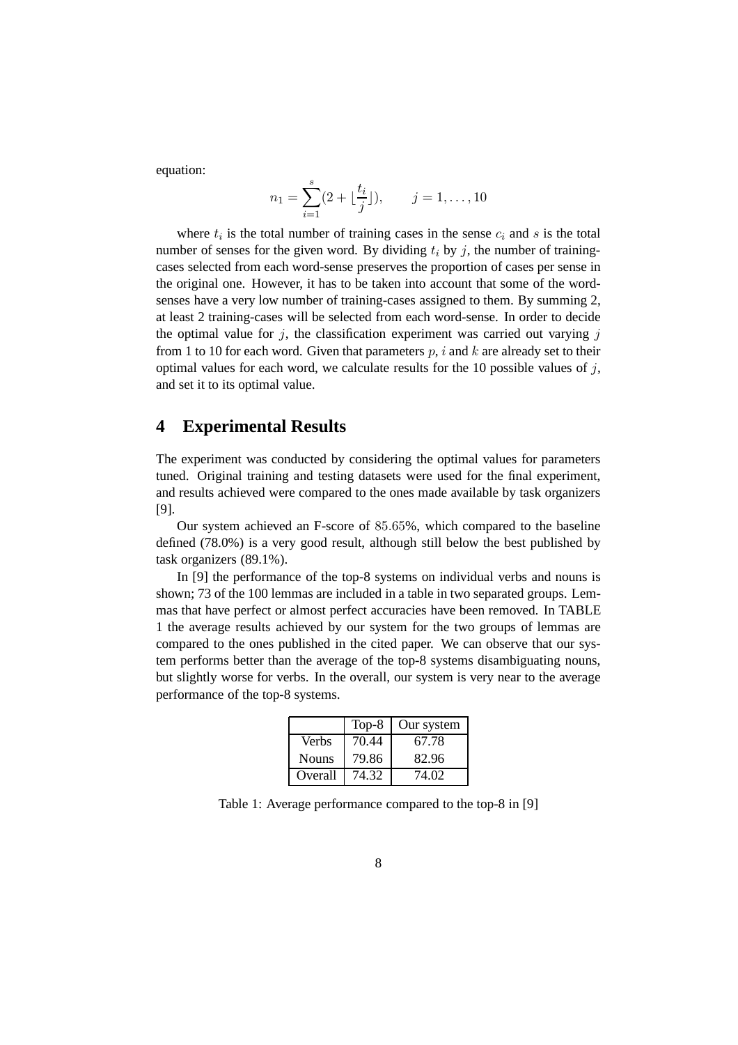equation:

$$n_1 = \sum_{i=1}^{s} (2 + \lfloor \frac{t_i}{j} \rfloor), \qquad j = 1, \ldots, 10$$

where $t_i$ is the total number of training cases in the sense $c_i$ and $s$ is the total number of senses for the given word. By dividing $t_i$ by $j$, the number of training-cases selected from each word-sense preserves the proportion of cases per sense in the original one. However, it has to be taken into account that some of the word-senses have a very low number of training-cases assigned to them. By summing 2, at least 2 training-cases will be selected from each word-sense. In order to decide the optimal value for $j$, the classification experiment was carried out varying $j$ from 1 to 10 for each word. Given that parameters $p$, $i$ and $k$ are already set to their optimal values for each word, we calculate results for the 10 possible values of $j$, and set it to its optimal value.

## 4 Experimental Results

The experiment was conducted by considering the optimal values for parameters tuned. Original training and testing datasets were used for the final experiment, and results achieved were compared to the ones made available by task organizers [9].

Our system achieved an F-score of $85.65\%$, which compared to the baseline defined (78.0%) is a very good result, although still below the best published by task organizers (89.1%).

In [9] the performance of the top-8 systems on individual verbs and nouns is shown; 73 of the 100 lemmas are included in a table in two separated groups. Lemmas that have perfect or almost perfect accuracies have been removed. In TABLE 1 the average results achieved by our system for the two groups of lemmas are compared to the ones published in the cited paper. We can observe that our system performs better than the average of the top-8 systems disambiguating nouns, but slightly worse for verbs. In the overall, our system is very near to the average performance of the top-8 systems.

| | Top-8 | Our system |
|---|---|---|
| Verbs | 70.44 | 67.78 |
| Nouns | 79.86 | 82.96 |
| Overall | 74.32 | 74.02 |

Table 1: Average performance compared to the top-8 in [9]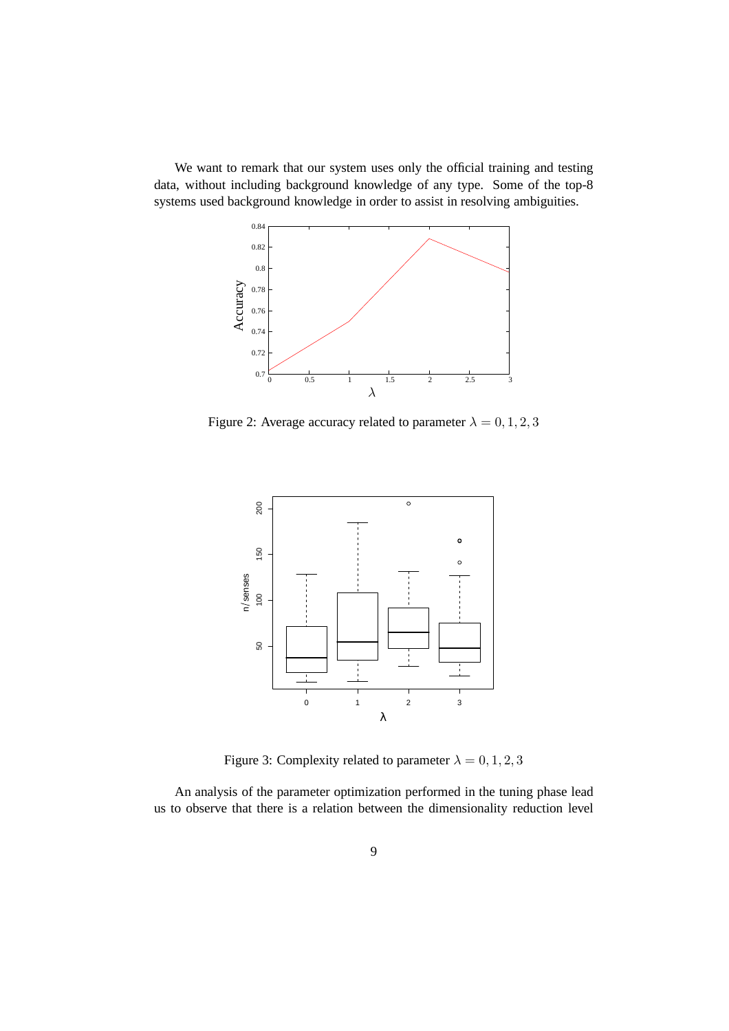We want to remark that our system uses only the official training and testing data, without including background knowledge of any type. Some of the top-8 systems used background knowledge in order to assist in resolving ambiguities.

Figure 2: Average accuracy related to parameter $\lambda = 0, 1, 2, 3$

Figure 3: Complexity related to parameter $\lambda = 0, 1, 2, 3$

An analysis of the parameter optimization performed in the tuning phase lead us to observe that there is a relation between the dimensionality reduction level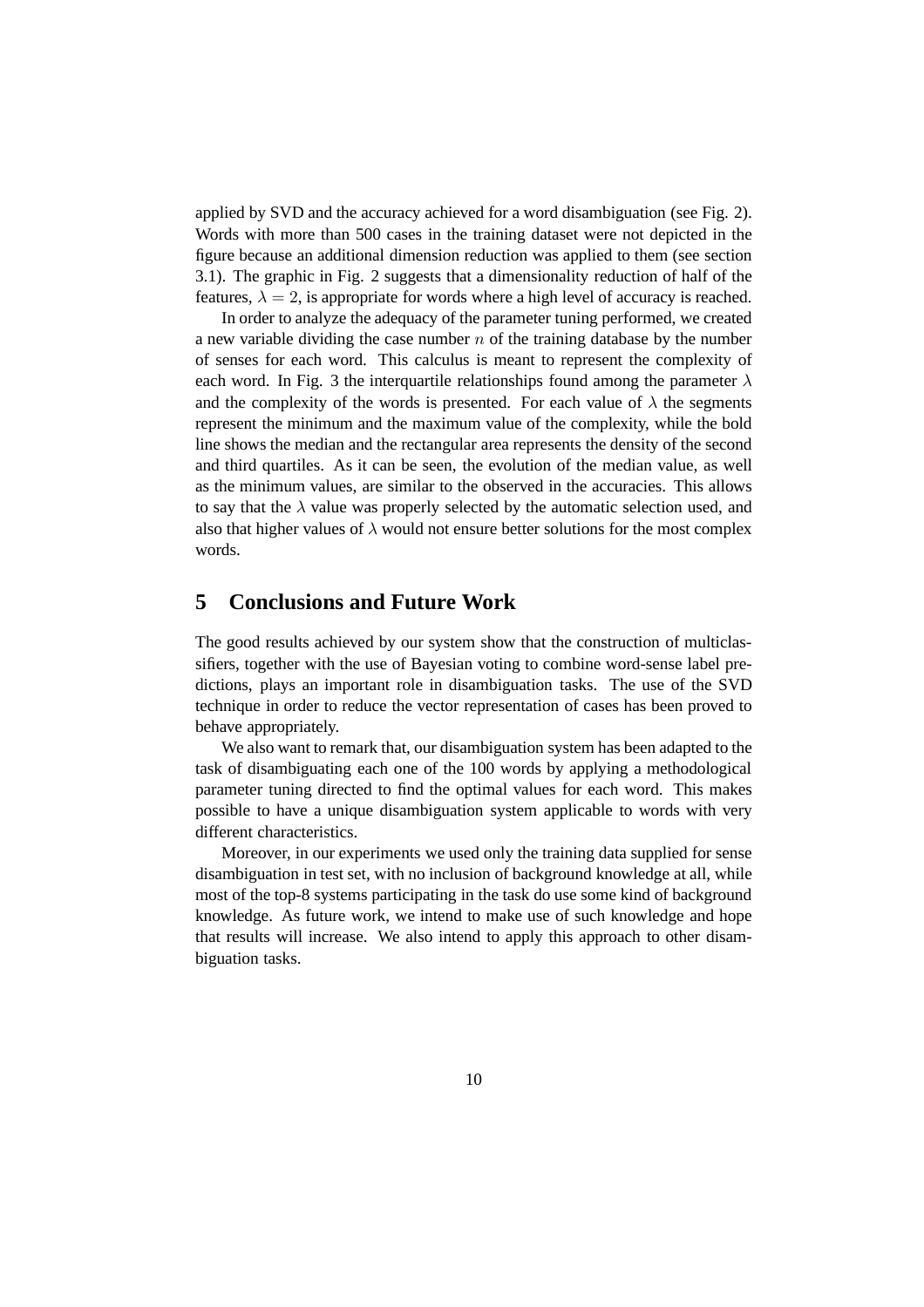applied by SVD and the accuracy achieved for a word disambiguation (see Fig. 2). Words with more than 500 cases in the training dataset were not depicted in the figure because an additional dimension reduction was applied to them (see section 3.1). The graphic in Fig. 2 suggests that a dimensionality reduction of half of the features, $\lambda = 2$, is appropriate for words where a high level of accuracy is reached.

In order to analyze the adequacy of the parameter tuning performed, we created a new variable dividing the case number $n$ of the training database by the number of senses for each word. This calculus is meant to represent the complexity of each word. In Fig. 3 the interquartile relationships found among the parameter $\lambda$ and the complexity of the words is presented. For each value of $\lambda$ the segments represent the minimum and the maximum value of the complexity, while the bold line shows the median and the rectangular area represents the density of the second and third quartiles. As it can be seen, the evolution of the median value, as well as the minimum values, are similar to the observed in the accuracies. This allows to say that the $\lambda$ value was properly selected by the automatic selection used, and also that higher values of $\lambda$ would not ensure better solutions for the most complex words.

# 5 Conclusions and Future Work

The good results achieved by our system show that the construction of multiclassifiers, together with the use of Bayesian voting to combine word-sense label predictions, plays an important role in disambiguation tasks. The use of the SVD technique in order to reduce the vector representation of cases has been proved to behave appropriately.

We also want to remark that, our disambiguation system has been adapted to the task of disambiguating each one of the 100 words by applying a methodological parameter tuning directed to find the optimal values for each word. This makes possible to have a unique disambiguation system applicable to words with very different characteristics.

Moreover, in our experiments we used only the training data supplied for sense disambiguation in test set, with no inclusion of background knowledge at all, while most of the top-8 systems participating in the task do use some kind of background knowledge. As future work, we intend to make use of such knowledge and hope that results will increase. We also intend to apply this approach to other disambiguation tasks.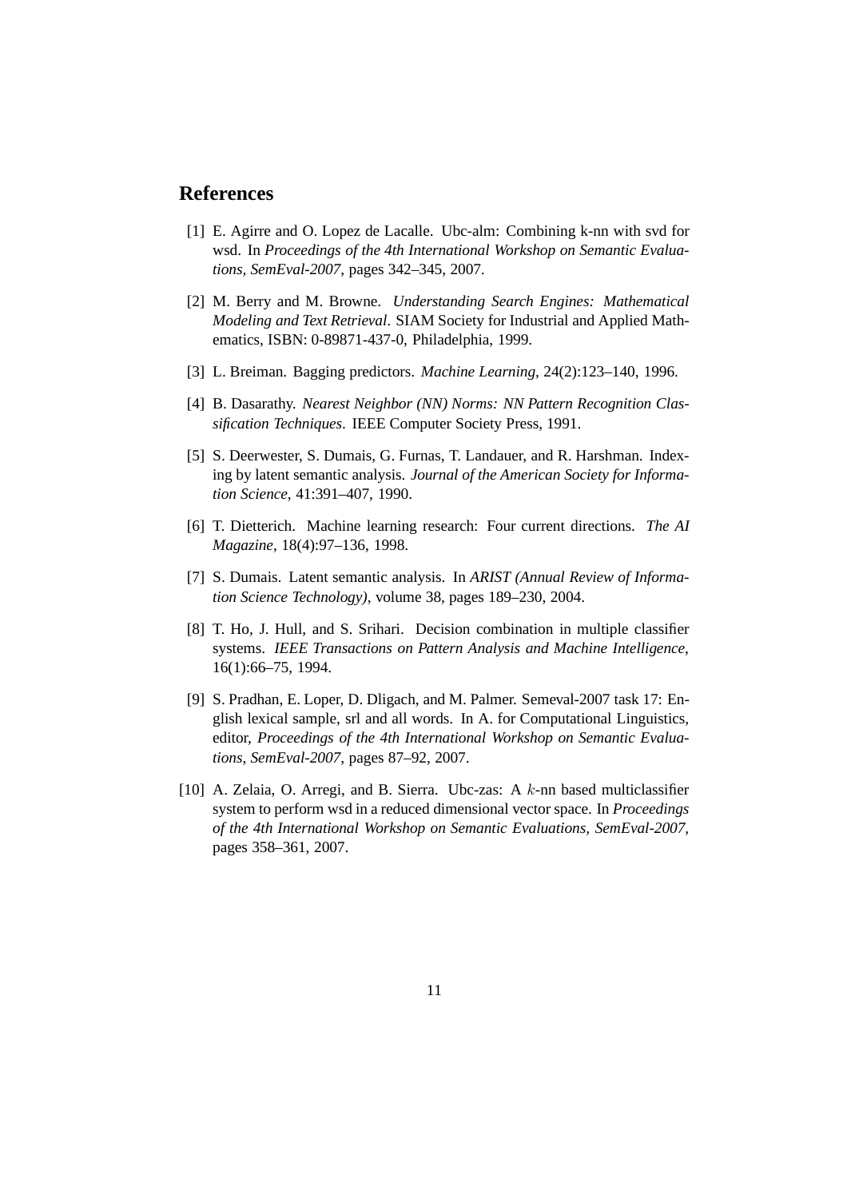## References

[1] E. Agirre and O. Lopez de Lacalle. Ubc-alm: Combining k-nn with svd for wsd. In *Proceedings of the 4th International Workshop on Semantic Evaluations, SemEval-2007*, pages 342–345, 2007.

[2] M. Berry and M. Browne. *Understanding Search Engines: Mathematical Modeling and Text Retrieval*. SIAM Society for Industrial and Applied Mathematics, ISBN: 0-89871-437-0, Philadelphia, 1999.

[3] L. Breiman. Bagging predictors. *Machine Learning*, 24(2):123–140, 1996.

[4] B. Dasarathy. *Nearest Neighbor (NN) Norms: NN Pattern Recognition Classification Techniques*. IEEE Computer Society Press, 1991.

[5] S. Deerwester, S. Dumais, G. Furnas, T. Landauer, and R. Harshman. Indexing by latent semantic analysis. *Journal of the American Society for Information Science*, 41:391–407, 1990.

[6] T. Dietterich. Machine learning research: Four current directions. *The AI Magazine*, 18(4):97–136, 1998.

[7] S. Dumais. Latent semantic analysis. In *ARIST (Annual Review of Information Science Technology)*, volume 38, pages 189–230, 2004.

[8] T. Ho, J. Hull, and S. Srihari. Decision combination in multiple classifier systems. *IEEE Transactions on Pattern Analysis and Machine Intelligence*, 16(1):66–75, 1994.

[9] S. Pradhan, E. Loper, D. Dligach, and M. Palmer. Semeval-2007 task 17: English lexical sample, srl and all words. In A. for Computational Linguistics, editor, *Proceedings of the 4th International Workshop on Semantic Evaluations, SemEval-2007*, pages 87–92, 2007.

[10] A. Zelaia, O. Arregi, and B. Sierra. Ubc-zas: A $k$-nn based multiclassifier system to perform wsd in a reduced dimensional vector space. In *Proceedings of the 4th International Workshop on Semantic Evaluations, SemEval-2007*, pages 358–361, 2007.